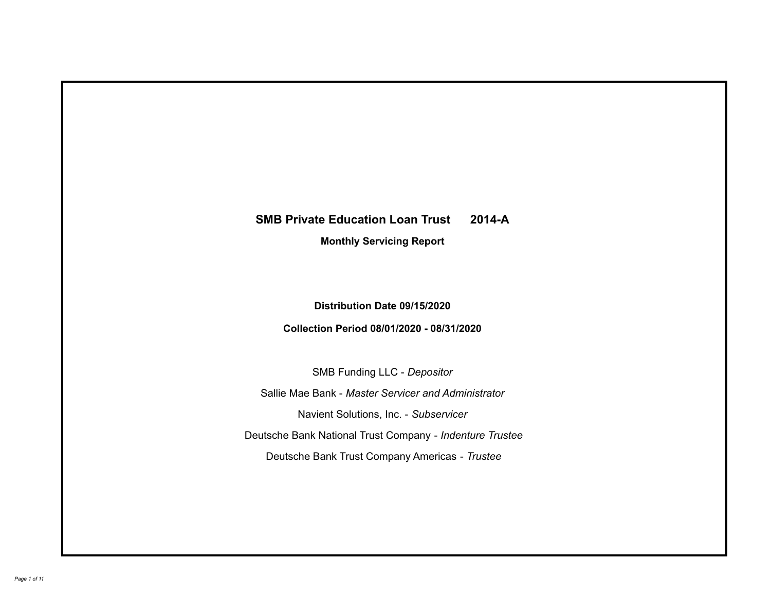# SMB Private Education Loan Trust 2014-A

## Monthly Servicing Report

**Distribution Date 09/15/2020**

**Collection Period 08/01/2020 - 08/31/2020**

SMB Funding LLC - *Depositor*

Sallie Mae Bank - *Master Servicer and Administrator*

Navient Solutions, Inc. - *Subservicer*

Deutsche Bank National Trust Company - *Indenture Trustee*

Deutsche Bank Trust Company Americas - *Trustee*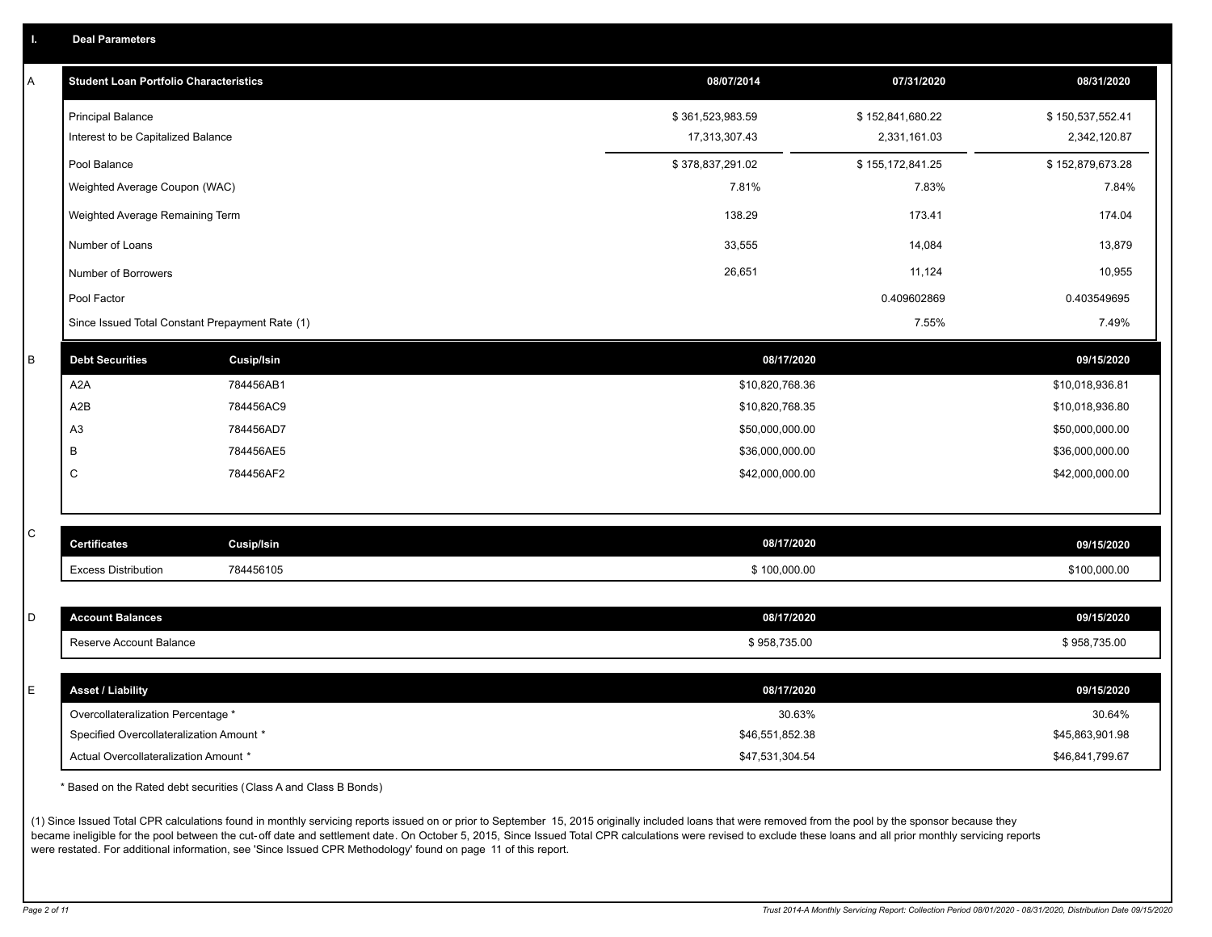## I. Deal Parameters

### A

| Student Loan Portfolio Characteristics | 08/07/2014 | 07/31/2020 | 08/31/2020 |
|---|---|---|---|
| Principal Balance | $ 361,523,983.59 | $ 152,841,680.22 | $ 150,537,552.41 |
| Interest to be Capitalized Balance | 17,313,307.43 | 2,331,161.03 | 2,342,120.87 |
| Pool Balance | $ 378,837,291.02 | $ 155,172,841.25 | $ 152,879,673.28 |
| Weighted Average Coupon (WAC) | 7.81% | 7.83% | 7.84% |
| Weighted Average Remaining Term | 138.29 | 173.41 | 174.04 |
| Number of Loans | 33,555 | 14,084 | 13,879 |
| Number of Borrowers | 26,651 | 11,124 | 10,955 |
| Pool Factor | | 0.409602869 | 0.403549695 |
| Since Issued Total Constant Prepayment Rate (1) | | 7.55% | 7.49% |

### B

| Debt Securities | Cusip/Isin | 08/17/2020 | 09/15/2020 |
|---|---|---|---|
| A2A | 784456AB1 | $10,820,768.36 | $10,018,936.81 |
| A2B | 784456AC9 | $10,820,768.35 | $10,018,936.80 |
| A3 | 784456AD7 | $50,000,000.00 | $50,000,000.00 |
| B | 784456AE5 | $36,000,000.00 | $36,000,000.00 |
| C | 784456AF2 | $42,000,000.00 | $42,000,000.00 |

### C

| Certificates | Cusip/Isin | 08/17/2020 | 09/15/2020 |
|---|---|---|---|
| Excess Distribution | 784456105 | $ 100,000.00 | $100,000.00 |

### D

| Account Balances | 08/17/2020 | 09/15/2020 |
|---|---|---|
| Reserve Account Balance | $ 958,735.00 | $ 958,735.00 |

### E

| Asset / Liability | 08/17/2020 | 09/15/2020 |
|---|---|---|
| Overcollateralization Percentage * | 30.63% | 30.64% |
| Specified Overcollateralization Amount * | $46,551,852.38 | $45,863,901.98 |
| Actual Overcollateralization Amount * | $47,531,304.54 | $46,841,799.67 |

* Based on the Rated debt securities (Class A and Class B Bonds)

(1) Since Issued Total CPR calculations found in monthly servicing reports issued on or prior to September 15, 2015 originally included loans that were removed from the pool by the sponsor because they became ineligible for the pool between the cut-off date and settlement date. On October 5, 2015, Since Issued Total CPR calculations were revised to exclude these loans and all prior monthly servicing reports were restated. For additional information, see 'Since Issued CPR Methodology' found on page 11 of this report.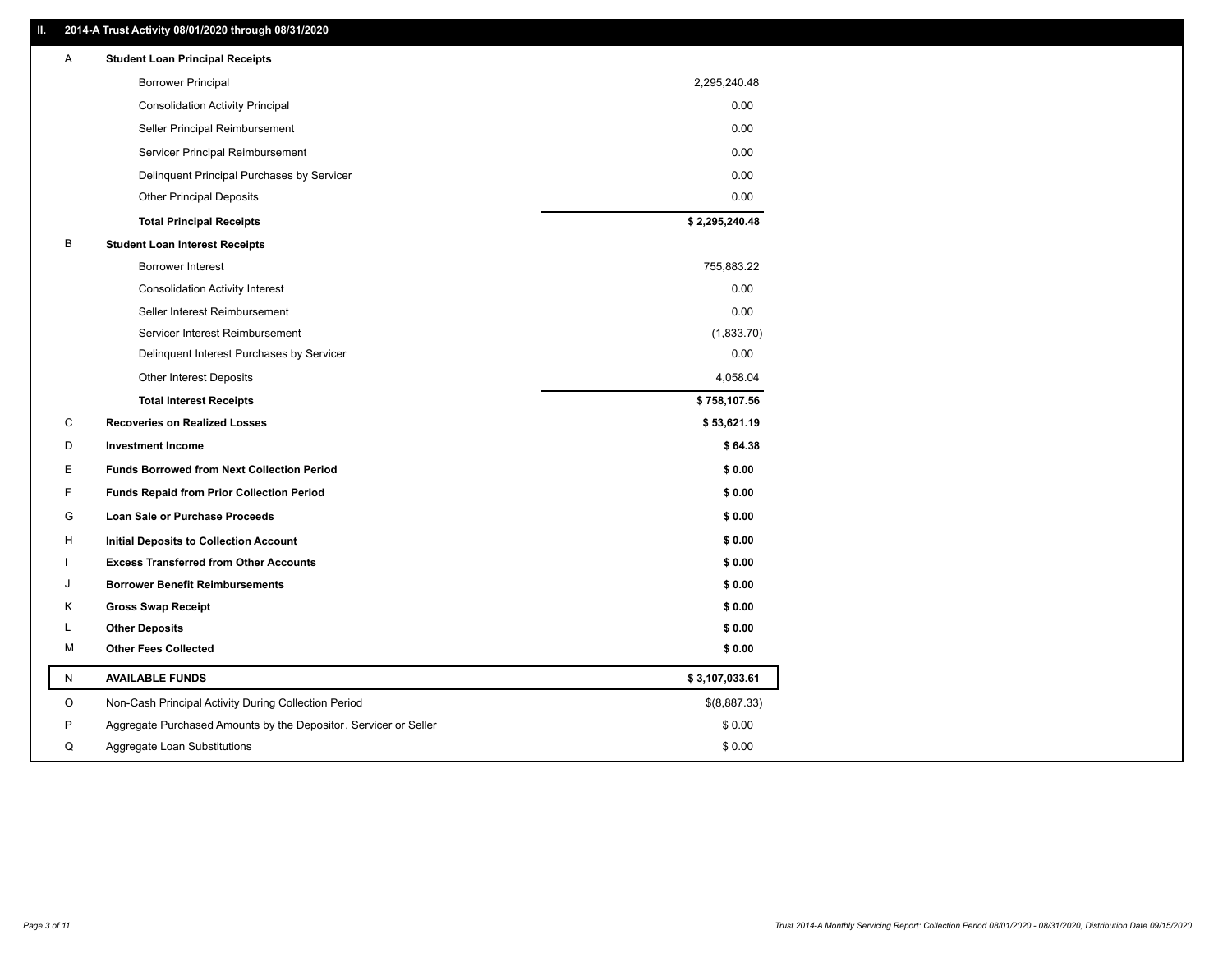## II. 2014-A Trust Activity 08/01/2020 through 08/31/2020

| | | |
|---|---|---|
| A | **Student Loan Principal Receipts** | |
| | Borrower Principal | 2,295,240.48 |
| | Consolidation Activity Principal | 0.00 |
| | Seller Principal Reimbursement | 0.00 |
| | Servicer Principal Reimbursement | 0.00 |
| | Delinquent Principal Purchases by Servicer | 0.00 |
| | Other Principal Deposits | 0.00 |
| | **Total Principal Receipts** | **$ 2,295,240.48** |
| B | **Student Loan Interest Receipts** | |
| | Borrower Interest | 755,883.22 |
| | Consolidation Activity Interest | 0.00 |
| | Seller Interest Reimbursement | 0.00 |
| | Servicer Interest Reimbursement | (1,833.70) |
| | Delinquent Interest Purchases by Servicer | 0.00 |
| | Other Interest Deposits | 4,058.04 |
| | **Total Interest Receipts** | **$ 758,107.56** |
| C | **Recoveries on Realized Losses** | **$ 53,621.19** |
| D | **Investment Income** | **$ 64.38** |
| E | **Funds Borrowed from Next Collection Period** | **$ 0.00** |
| F | **Funds Repaid from Prior Collection Period** | **$ 0.00** |
| G | **Loan Sale or Purchase Proceeds** | **$ 0.00** |
| H | **Initial Deposits to Collection Account** | **$ 0.00** |
| I | **Excess Transferred from Other Accounts** | **$ 0.00** |
| J | **Borrower Benefit Reimbursements** | **$ 0.00** |
| K | **Gross Swap Receipt** | **$ 0.00** |
| L | **Other Deposits** | **$ 0.00** |
| M | **Other Fees Collected** | **$ 0.00** |
| N | **AVAILABLE FUNDS** | **$ 3,107,033.61** |
| O | Non-Cash Principal Activity During Collection Period | $(8,887.33) |
| P | Aggregate Purchased Amounts by the Depositor, Servicer or Seller | $ 0.00 |
| Q | Aggregate Loan Substitutions | $ 0.00 |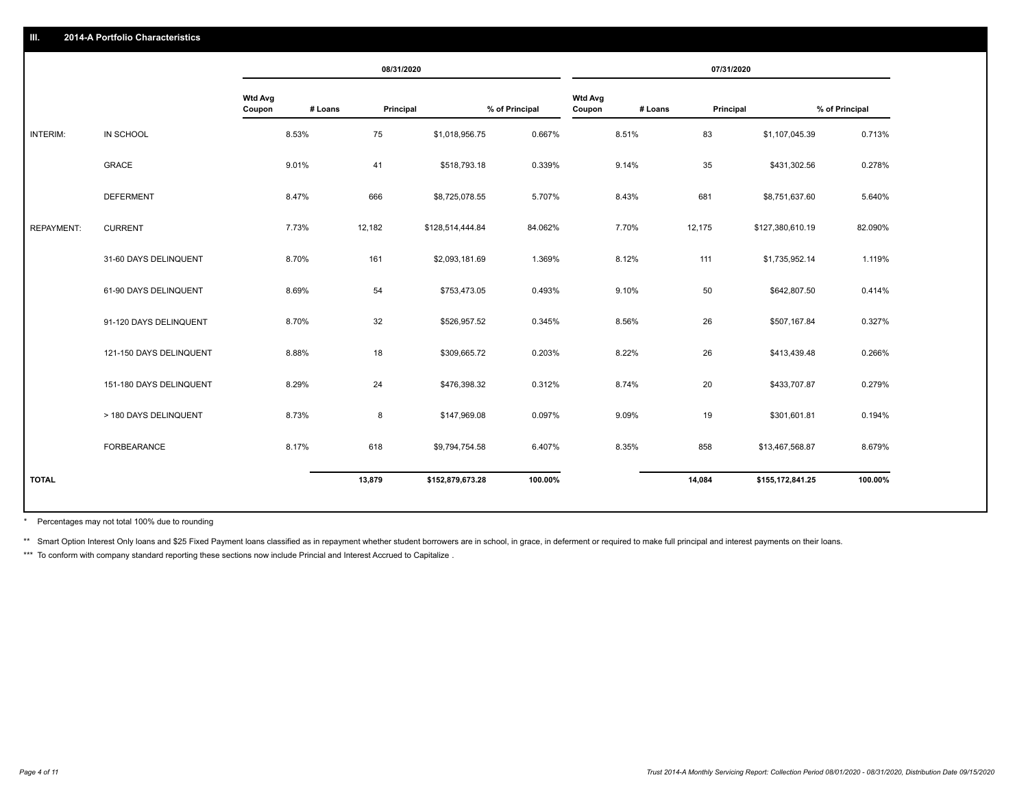## III. 2014-A Portfolio Characteristics

| | | 08/31/2020 | | | | 07/31/2020 | | | |
|---|---|---|---|---|---|---|---|---|---|
| | | Wtd Avg Coupon | # Loans | Principal | % of Principal | Wtd Avg Coupon | # Loans | Principal | % of Principal |
| INTERIM: | IN SCHOOL | 8.53% | 75 | $1,018,956.75 | 0.667% | 8.51% | 83 | $1,107,045.39 | 0.713% |
| | GRACE | 9.01% | 41 | $518,793.18 | 0.339% | 9.14% | 35 | $431,302.56 | 0.278% |
| | DEFERMENT | 8.47% | 666 | $8,725,078.55 | 5.707% | 8.43% | 681 | $8,751,637.60 | 5.640% |
| REPAYMENT: | CURRENT | 7.73% | 12,182 | $128,514,444.84 | 84.062% | 7.70% | 12,175 | $127,380,610.19 | 82.090% |
| | 31-60 DAYS DELINQUENT | 8.70% | 161 | $2,093,181.69 | 1.369% | 8.12% | 111 | $1,735,952.14 | 1.119% |
| | 61-90 DAYS DELINQUENT | 8.69% | 54 | $753,473.05 | 0.493% | 9.10% | 50 | $642,807.50 | 0.414% |
| | 91-120 DAYS DELINQUENT | 8.70% | 32 | $526,957.52 | 0.345% | 8.56% | 26 | $507,167.84 | 0.327% |
| | 121-150 DAYS DELINQUENT | 8.88% | 18 | $309,665.72 | 0.203% | 8.22% | 26 | $413,439.48 | 0.266% |
| | 151-180 DAYS DELINQUENT | 8.29% | 24 | $476,398.32 | 0.312% | 8.74% | 20 | $433,707.87 | 0.279% |
| | > 180 DAYS DELINQUENT | 8.73% | 8 | $147,969.08 | 0.097% | 9.09% | 19 | $301,601.81 | 0.194% |
| | FORBEARANCE | 8.17% | 618 | $9,794,754.58 | 6.407% | 8.35% | 858 | $13,467,568.87 | 8.679% |
| TOTAL | | | 13,879 | $152,879,673.28 | 100.00% | | 14,084 | $155,172,841.25 | 100.00% |

\* Percentages may not total 100% due to rounding

\*\* Smart Option Interest Only loans and $25 Fixed Payment loans classified as in repayment whether student borrowers are in school, in grace, in deferment or required to make full principal and interest payments on their loans.

\*\*\* To conform with company standard reporting these sections now include Princial and Interest Accrued to Capitalize .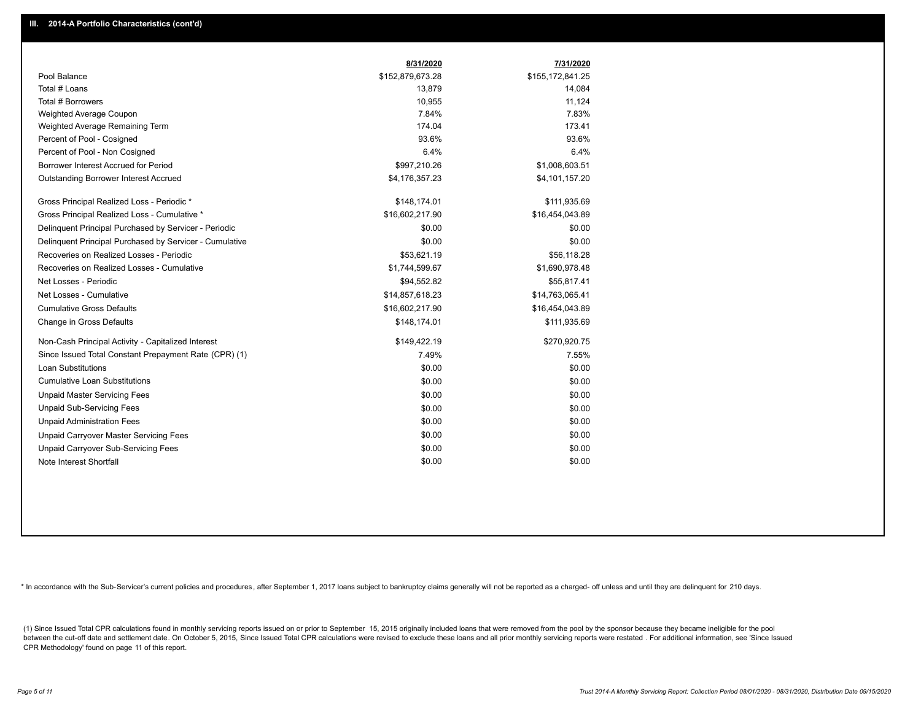## III. 2014-A Portfolio Characteristics (cont'd)

| | 8/31/2020 | 7/31/2020 |
|---|---|---|
| Pool Balance | $152,879,673.28 | $155,172,841.25 |
| Total # Loans | 13,879 | 14,084 |
| Total # Borrowers | 10,955 | 11,124 |
| Weighted Average Coupon | 7.84% | 7.83% |
| Weighted Average Remaining Term | 174.04 | 173.41 |
| Percent of Pool - Cosigned | 93.6% | 93.6% |
| Percent of Pool - Non Cosigned | 6.4% | 6.4% |
| Borrower Interest Accrued for Period | $997,210.26 | $1,008,603.51 |
| Outstanding Borrower Interest Accrued | $4,176,357.23 | $4,101,157.20 |
| Gross Principal Realized Loss - Periodic * | $148,174.01 | $111,935.69 |
| Gross Principal Realized Loss - Cumulative * | $16,602,217.90 | $16,454,043.89 |
| Delinquent Principal Purchased by Servicer - Periodic | $0.00 | $0.00 |
| Delinquent Principal Purchased by Servicer - Cumulative | $0.00 | $0.00 |
| Recoveries on Realized Losses - Periodic | $53,621.19 | $56,118.28 |
| Recoveries on Realized Losses - Cumulative | $1,744,599.67 | $1,690,978.48 |
| Net Losses - Periodic | $94,552.82 | $55,817.41 |
| Net Losses - Cumulative | $14,857,618.23 | $14,763,065.41 |
| Cumulative Gross Defaults | $16,602,217.90 | $16,454,043.89 |
| Change in Gross Defaults | $148,174.01 | $111,935.69 |
| Non-Cash Principal Activity - Capitalized Interest | $149,422.19 | $270,920.75 |
| Since Issued Total Constant Prepayment Rate (CPR) (1) | 7.49% | 7.55% |
| Loan Substitutions | $0.00 | $0.00 |
| Cumulative Loan Substitutions | $0.00 | $0.00 |
| Unpaid Master Servicing Fees | $0.00 | $0.00 |
| Unpaid Sub-Servicing Fees | $0.00 | $0.00 |
| Unpaid Administration Fees | $0.00 | $0.00 |
| Unpaid Carryover Master Servicing Fees | $0.00 | $0.00 |
| Unpaid Carryover Sub-Servicing Fees | $0.00 | $0.00 |
| Note Interest Shortfall | $0.00 | $0.00 |

* In accordance with the Sub-Servicer's current policies and procedures, after September 1, 2017 loans subject to bankruptcy claims generally will not be reported as a charged- off unless and until they are delinquent for 210 days.

(1) Since Issued Total CPR calculations found in monthly servicing reports issued on or prior to September 15, 2015 originally included loans that were removed from the pool by the sponsor because they became ineligible for the pool between the cut-off date and settlement date. On October 5, 2015, Since Issued Total CPR calculations were revised to exclude these loans and all prior monthly servicing reports were restated . For additional information, see 'Since Issued CPR Methodology' found on page 11 of this report.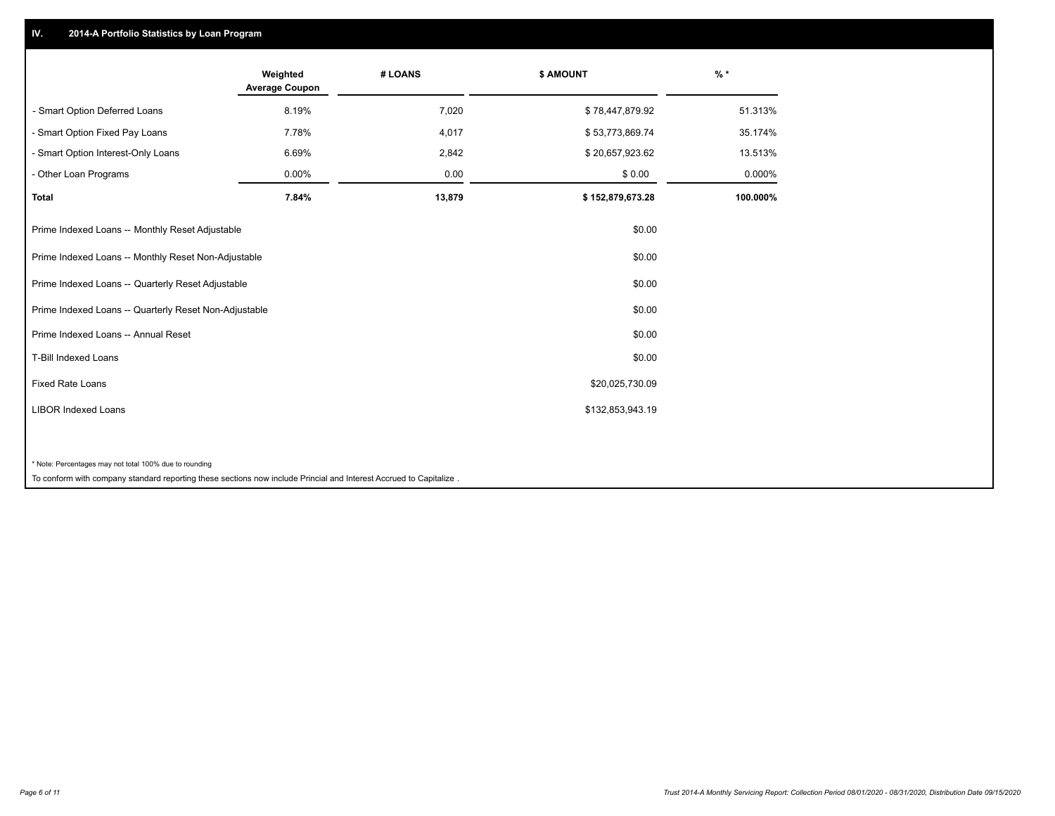## IV. 2014-A Portfolio Statistics by Loan Program

| | Weighted Average Coupon | # LOANS | $ AMOUNT | % * |
|---|---|---|---|---|
| - Smart Option Deferred Loans | 8.19% | 7,020 | $ 78,447,879.92 | 51.313% |
| - Smart Option Fixed Pay Loans | 7.78% | 4,017 | $ 53,773,869.74 | 35.174% |
| - Smart Option Interest-Only Loans | 6.69% | 2,842 | $ 20,657,923.62 | 13.513% |
| - Other Loan Programs | 0.00% | 0.00 | $ 0.00 | 0.000% |
| **Total** | **7.84%** | **13,879** | **$ 152,879,673.28** | **100.000%** |

| | |
|---|---|
| Prime Indexed Loans -- Monthly Reset Adjustable | $0.00 |
| Prime Indexed Loans -- Monthly Reset Non-Adjustable | $0.00 |
| Prime Indexed Loans -- Quarterly Reset Adjustable | $0.00 |
| Prime Indexed Loans -- Quarterly Reset Non-Adjustable | $0.00 |
| Prime Indexed Loans -- Annual Reset | $0.00 |
| T-Bill Indexed Loans | $0.00 |
| Fixed Rate Loans | $20,025,730.09 |
| LIBOR Indexed Loans | $132,853,943.19 |

\* Note: Percentages may not total 100% due to rounding

To conform with company standard reporting these sections now include Princial and Interest Accrued to Capitalize .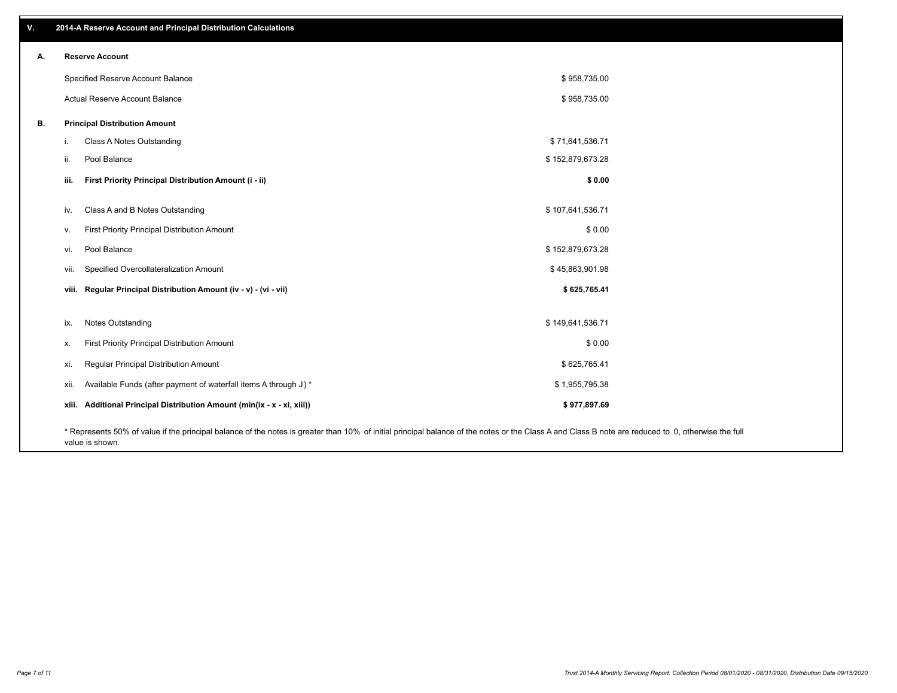## V. 2014-A Reserve Account and Principal Distribution Calculations

### A. Reserve Account

| | |
|---|---|
| Specified Reserve Account Balance | $ 958,735.00 |
| Actual Reserve Account Balance | $ 958,735.00 |

### B. Principal Distribution Amount

| | | |
|---|---|---|
| i. | Class A Notes Outstanding | $ 71,641,536.71 |
| ii. | Pool Balance | $ 152,879,673.28 |
| **iii.** | **First Priority Principal Distribution Amount (i - ii)** | **$ 0.00** |
| iv. | Class A and B Notes Outstanding | $ 107,641,536.71 |
| v. | First Priority Principal Distribution Amount | $ 0.00 |
| vi. | Pool Balance | $ 152,879,673.28 |
| vii. | Specified Overcollateralization Amount | $ 45,863,901.98 |
| **viii.** | **Regular Principal Distribution Amount (iv - v) - (vi - vii)** | **$ 625,765.41** |
| ix. | Notes Outstanding | $ 149,641,536.71 |
| x. | First Priority Principal Distribution Amount | $ 0.00 |
| xi. | Regular Principal Distribution Amount | $ 625,765.41 |
| xii. | Available Funds (after payment of waterfall items A through J) * | $ 1,955,795.38 |
| **xiii.** | **Additional Principal Distribution Amount (min(ix - x - xi, xiii))** | **$ 977,897.69** |

* Represents 50% of value if the principal balance of the notes is greater than 10% of initial principal balance of the notes or the Class A and Class B note are reduced to 0, otherwise the full value is shown.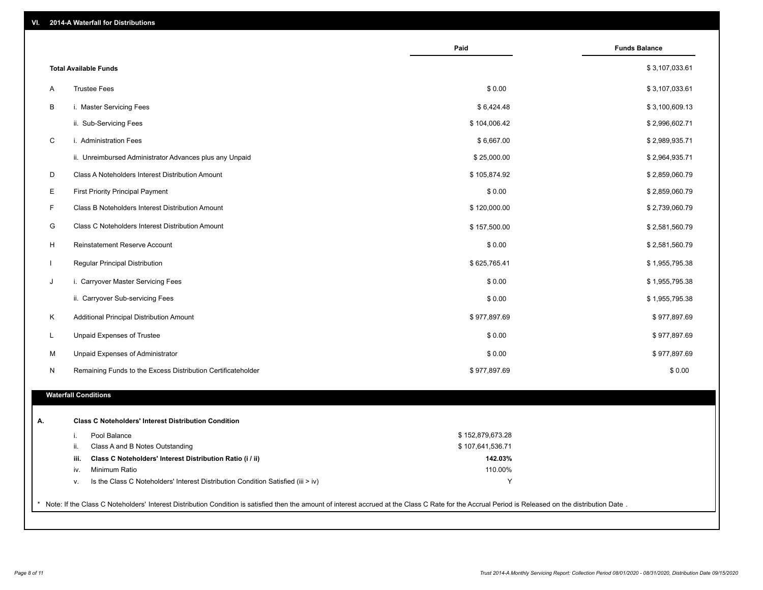## VI. 2014-A Waterfall for Distributions

| | | Paid | Funds Balance |
|---|---|---|---|
| | **Total Available Funds** | | $ 3,107,033.61 |
| A | Trustee Fees | $ 0.00 | $ 3,107,033.61 |
| B | i. Master Servicing Fees | $ 6,424.48 | $ 3,100,609.13 |
| | ii. Sub-Servicing Fees | $ 104,006.42 | $ 2,996,602.71 |
| C | i. Administration Fees | $ 6,667.00 | $ 2,989,935.71 |
| | ii. Unreimbursed Administrator Advances plus any Unpaid | $ 25,000.00 | $ 2,964,935.71 |
| D | Class A Noteholders Interest Distribution Amount | $ 105,874.92 | $ 2,859,060.79 |
| E | First Priority Principal Payment | $ 0.00 | $ 2,859,060.79 |
| F | Class B Noteholders Interest Distribution Amount | $ 120,000.00 | $ 2,739,060.79 |
| G | Class C Noteholders Interest Distribution Amount | $ 157,500.00 | $ 2,581,560.79 |
| H | Reinstatement Reserve Account | $ 0.00 | $ 2,581,560.79 |
| I | Regular Principal Distribution | $ 625,765.41 | $ 1,955,795.38 |
| J | i. Carryover Master Servicing Fees | $ 0.00 | $ 1,955,795.38 |
| | ii. Carryover Sub-servicing Fees | $ 0.00 | $ 1,955,795.38 |
| K | Additional Principal Distribution Amount | $ 977,897.69 | $ 977,897.69 |
| L | Unpaid Expenses of Trustee | $ 0.00 | $ 977,897.69 |
| M | Unpaid Expenses of Administrator | $ 0.00 | $ 977,897.69 |
| N | Remaining Funds to the Excess Distribution Certificateholder | $ 977,897.69 | $ 0.00 |

### Waterfall Conditions

| | | | |
|---|---|---|---|
| **A.** | | **Class C Noteholders' Interest Distribution Condition** | |
| | i. | Pool Balance | $ 152,879,673.28 |
| | ii. | Class A and B Notes Outstanding | $ 107,641,536.71 |
| | **iii.** | **Class C Noteholders' Interest Distribution Ratio (i / ii)** | **142.03%** |
| | iv. | Minimum Ratio | 110.00% |
| | v. | Is the Class C Noteholders' Interest Distribution Condition Satisfied (iii > iv) | Y |

* Note: If the Class C Noteholders' Interest Distribution Condition is satisfied then the amount of interest accrued at the Class C Rate for the Accrual Period is Released on the distribution Date .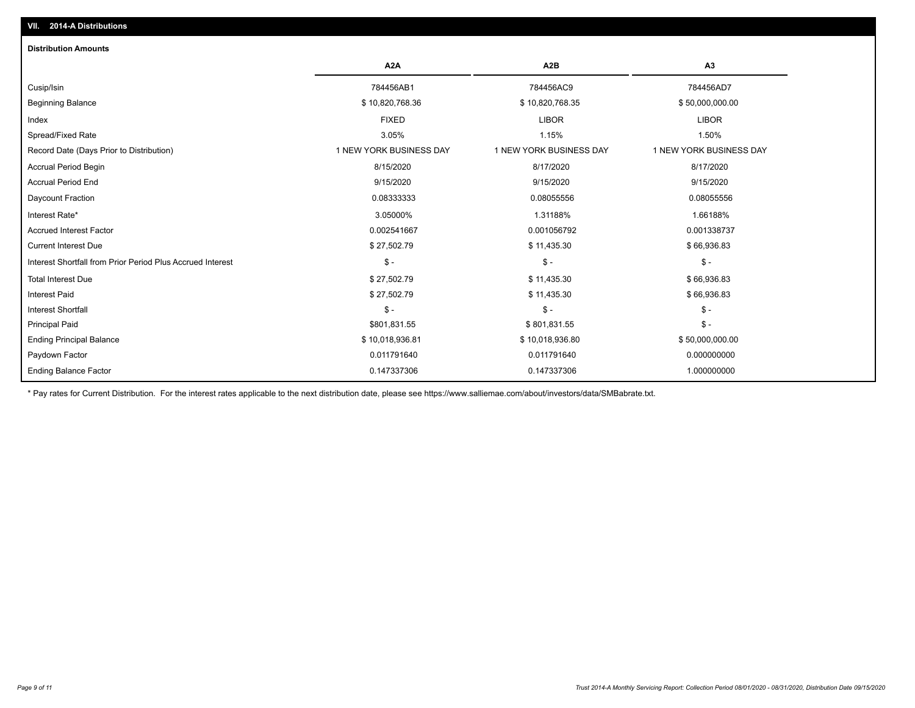## VII. 2014-A Distributions

### Distribution Amounts

| | A2A | A2B | A3 |
|---|---|---|---|
| Cusip/Isin | 784456AB1 | 784456AC9 | 784456AD7 |
| Beginning Balance | $ 10,820,768.36 | $ 10,820,768.35 | $ 50,000,000.00 |
| Index | FIXED | LIBOR | LIBOR |
| Spread/Fixed Rate | 3.05% | 1.15% | 1.50% |
| Record Date (Days Prior to Distribution) | 1 NEW YORK BUSINESS DAY | 1 NEW YORK BUSINESS DAY | 1 NEW YORK BUSINESS DAY |
| Accrual Period Begin | 8/15/2020 | 8/17/2020 | 8/17/2020 |
| Accrual Period End | 9/15/2020 | 9/15/2020 | 9/15/2020 |
| Daycount Fraction | 0.08333333 | 0.08055556 | 0.08055556 |
| Interest Rate* | 3.05000% | 1.31188% | 1.66188% |
| Accrued Interest Factor | 0.002541667 | 0.001056792 | 0.001338737 |
| Current Interest Due | $ 27,502.79 | $ 11,435.30 | $ 66,936.83 |
| Interest Shortfall from Prior Period Plus Accrued Interest | $ - | $ - | $ - |
| Total Interest Due | $ 27,502.79 | $ 11,435.30 | $ 66,936.83 |
| Interest Paid | $ 27,502.79 | $ 11,435.30 | $ 66,936.83 |
| Interest Shortfall | $ - | $ - | $ - |
| Principal Paid | $801,831.55 | $ 801,831.55 | $ - |
| Ending Principal Balance | $ 10,018,936.81 | $ 10,018,936.80 | $ 50,000,000.00 |
| Paydown Factor | 0.011791640 | 0.011791640 | 0.000000000 |
| Ending Balance Factor | 0.147337306 | 0.147337306 | 1.000000000 |

* Pay rates for Current Distribution. For the interest rates applicable to the next distribution date, please see https://www.salliemae.com/about/investors/data/SMBabrate.txt.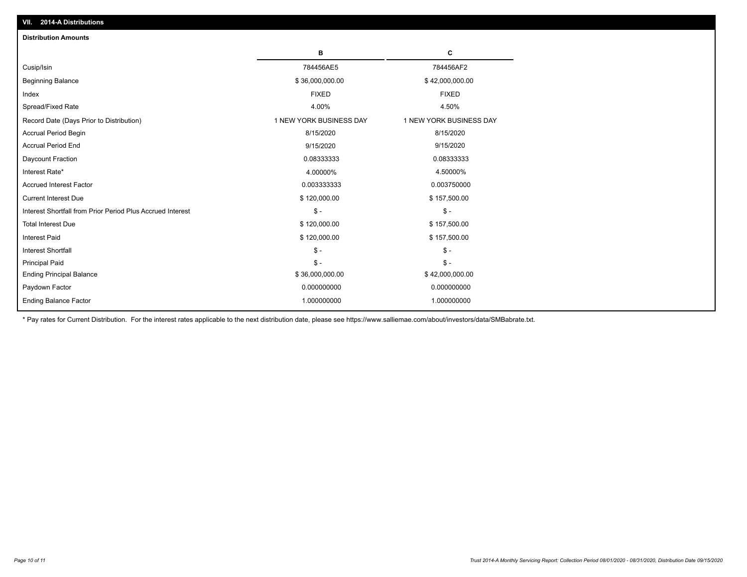## VII. 2014-A Distributions

### Distribution Amounts

| | B | C |
|---|---|---|
| Cusip/Isin | 784456AE5 | 784456AF2 |
| Beginning Balance | $ 36,000,000.00 | $ 42,000,000.00 |
| Index | FIXED | FIXED |
| Spread/Fixed Rate | 4.00% | 4.50% |
| Record Date (Days Prior to Distribution) | 1 NEW YORK BUSINESS DAY | 1 NEW YORK BUSINESS DAY |
| Accrual Period Begin | 8/15/2020 | 8/15/2020 |
| Accrual Period End | 9/15/2020 | 9/15/2020 |
| Daycount Fraction | 0.08333333 | 0.08333333 |
| Interest Rate* | 4.00000% | 4.50000% |
| Accrued Interest Factor | 0.003333333 | 0.003750000 |
| Current Interest Due | $ 120,000.00 | $ 157,500.00 |
| Interest Shortfall from Prior Period Plus Accrued Interest | $ - | $ - |
| Total Interest Due | $ 120,000.00 | $ 157,500.00 |
| Interest Paid | $ 120,000.00 | $ 157,500.00 |
| Interest Shortfall | $ - | $ - |
| Principal Paid | $ - | $ - |
| Ending Principal Balance | $ 36,000,000.00 | $ 42,000,000.00 |
| Paydown Factor | 0.000000000 | 0.000000000 |
| Ending Balance Factor | 1.000000000 | 1.000000000 |

* Pay rates for Current Distribution. For the interest rates applicable to the next distribution date, please see https://www.salliemae.com/about/investors/data/SMBabrate.txt.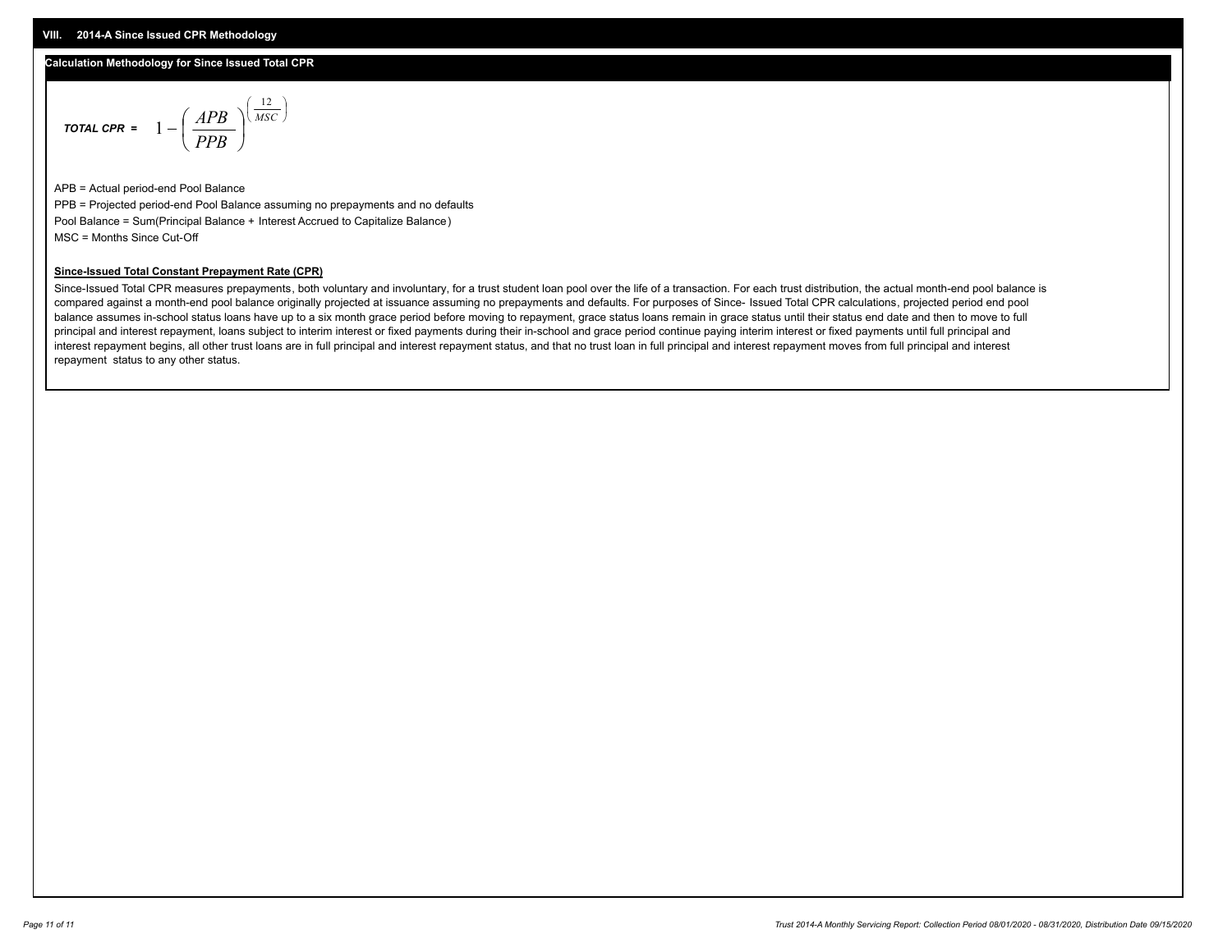## VIII. 2014-A Since Issued CPR Methodology

### Calculation Methodology for Since Issued Total CPR

***TOTAL CPR =*** $$1 - \left( \frac{APB}{PPB} \right)^{\left( \frac{12}{MSC} \right)}$$

APB = Actual period-end Pool Balance

PPB = Projected period-end Pool Balance assuming no prepayments and no defaults

Pool Balance = Sum(Principal Balance + Interest Accrued to Capitalize Balance)

MSC = Months Since Cut-Off

**Since-Issued Total Constant Prepayment Rate (CPR)**

Since-Issued Total CPR measures prepayments, both voluntary and involuntary, for a trust student loan pool over the life of a transaction. For each trust distribution, the actual month-end pool balance is compared against a month-end pool balance originally projected at issuance assuming no prepayments and defaults. For purposes of Since- Issued Total CPR calculations, projected period end pool balance assumes in-school status loans have up to a six month grace period before moving to repayment, grace status loans remain in grace status until their status end date and then to move to full principal and interest repayment, loans subject to interim interest or fixed payments during their in-school and grace period continue paying interim interest or fixed payments until full principal and interest repayment begins, all other trust loans are in full principal and interest repayment status, and that no trust loan in full principal and interest repayment moves from full principal and interest repayment status to any other status.